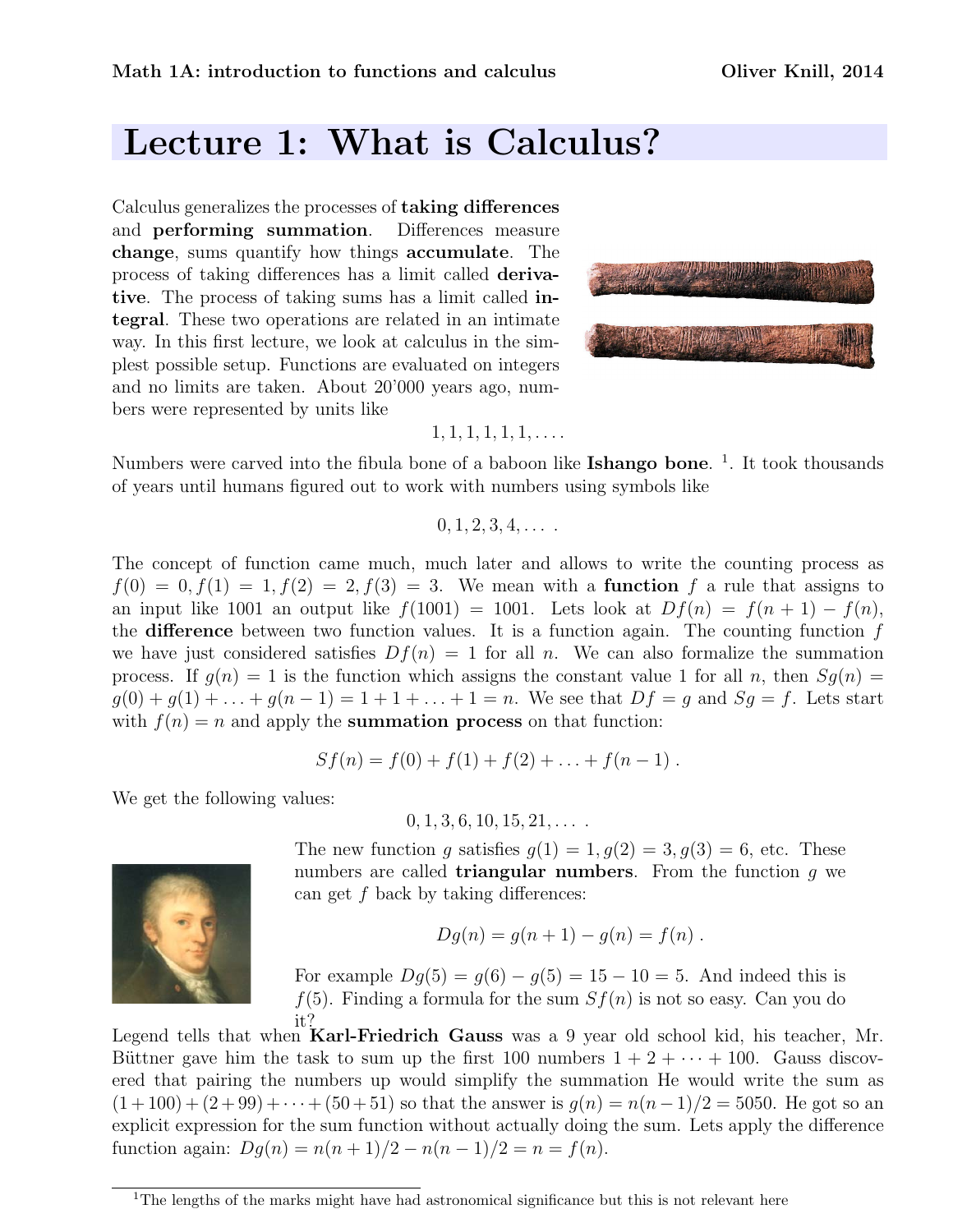# Lecture 1: What is Calculus?

Calculus generalizes the processes of **taking differences** and **performing summation**. Differences measure **change**, sums quantify how things **accumulate**. The process of taking differences has a limit called **derivative**. The process of taking sums has a limit called **integral**. These two operations are related in an intimate way. In this first lecture, we look at calculus in the simplest possible setup. Functions are evaluated on integers and no limits are taken. About 20'000 years ago, numbers were represented by units like

$$1, 1, 1, 1, 1, 1, \ldots .$$

Numbers were carved into the fibula bone of a baboon like **Ishango bone**. [1]. It took thousands of years until humans figured out to work with numbers using symbols like

$$0, 1, 2, 3, 4, \ldots .$$

The concept of function came much, much later and allows to write the counting process as $f(0) = 0, f(1) = 1, f(2) = 2, f(3) = 3$. We mean with a **function** $f$ a rule that assigns to an input like 1001 an output like $f(1001) = 1001$. Lets look at $Df(n) = f(n+1) - f(n)$, the **difference** between two function values. It is a function again. The counting function $f$ we have just considered satisfies $Df(n) = 1$ for all $n$. We can also formalize the summation process. If $g(n) = 1$ is the function which assigns the constant value 1 for all $n$, then $Sg(n) = g(0) + g(1) + \ldots + g(n-1) = 1 + 1 + \ldots + 1 = n$. We see that $Df = g$ and $Sg = f$. Lets start with $f(n) = n$ and apply the **summation process** on that function:

$$Sf(n) = f(0) + f(1) + f(2) + \ldots + f(n-1) .$$

We get the following values:

$$0, 1, 3, 6, 10, 15, 21, \ldots .$$

The new function $g$ satisfies $g(1) = 1, g(2) = 3, g(3) = 6$, etc. These numbers are called **triangular numbers**. From the function $g$ we can get $f$ back by taking differences:

$$Dg(n) = g(n+1) - g(n) = f(n) .$$

For example $Dg(5) = g(6) - g(5) = 15 - 10 = 5$. And indeed this is $f(5)$. Finding a formula for the sum $Sf(n)$ is not so easy. Can you do it?

Legend tells that when **Karl-Friedrich Gauss** was a 9 year old school kid, his teacher, Mr. Büttner gave him the task to sum up the first 100 numbers $1 + 2 + \cdots + 100$. Gauss discovered that pairing the numbers up would simplify the summation He would write the sum as $(1+100)+(2+99)+\cdots+(50+51)$ so that the answer is $g(n) = n(n-1)/2 = 5050$. He got so an explicit expression for the sum function without actually doing the sum. Lets apply the difference function again: $Dg(n) = n(n+1)/2 - n(n-1)/2 = n = f(n)$.

---

[1] The lengths of the marks might have had astronomical significance but this is not relevant here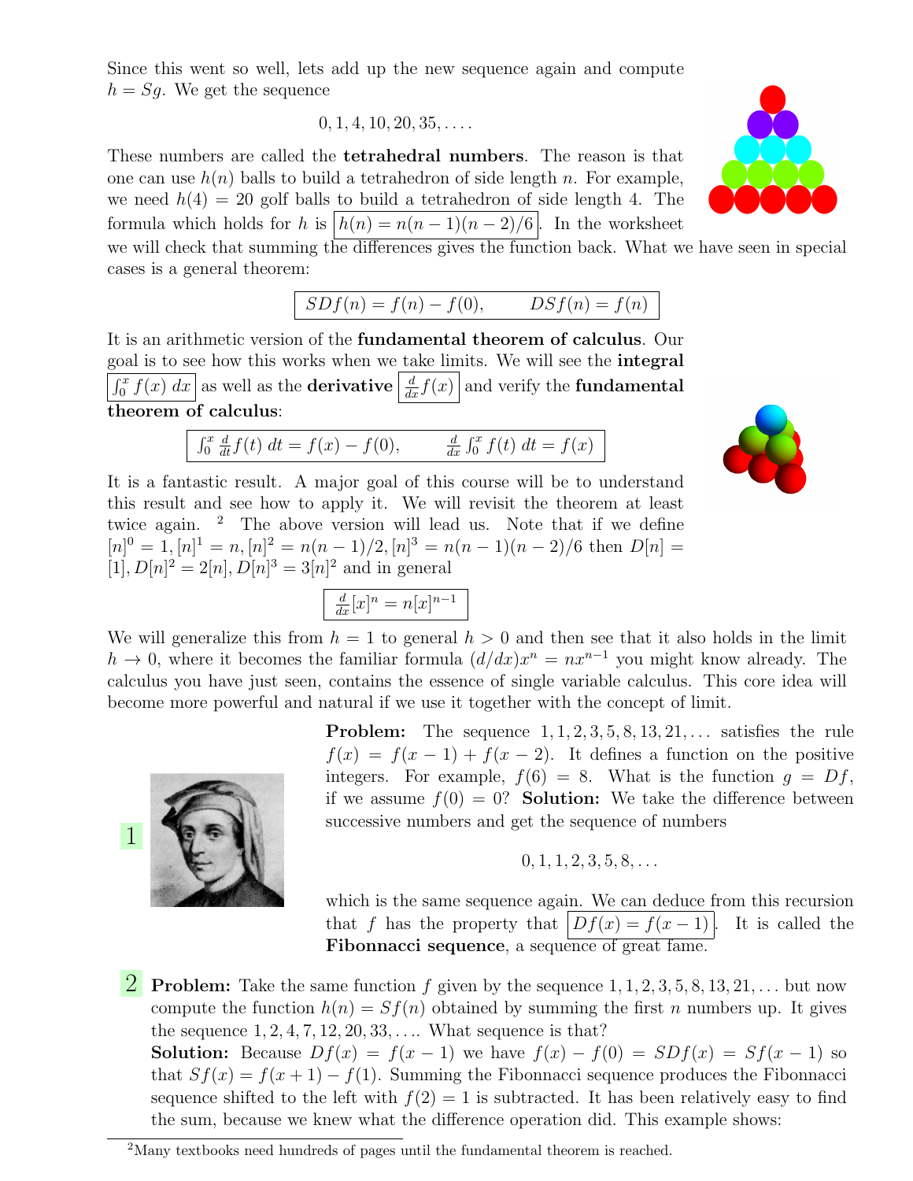Since this went so well, lets add up the new sequence again and compute $h = Sg$. We get the sequence

$$0, 1, 4, 10, 20, 35, \dots .$$

These numbers are called the **tetrahedral numbers**. The reason is that one can use $h(n)$ balls to build a tetrahedron of side length $n$. For example, we need $h(4) = 20$ golf balls to build a tetrahedron of side length 4. The formula which holds for $h$ is $\boxed{h(n) = n(n-1)(n-2)/6}$. In the worksheet we will check that summing the differences gives the function back. What we have seen in special cases is a general theorem:

$$\boxed{SDf(n) = f(n) - f(0), \qquad DSf(n) = f(n)}$$

It is an arithmetic version of the **fundamental theorem of calculus**. Our goal is to see how this works when we take limits. We will see the **integral** $\boxed{\int_0^x f(x)\, dx}$ as well as the **derivative** $\boxed{\frac{d}{dx} f(x)}$ and verify the **fundamental theorem of calculus**:

$$\boxed{\int_0^x \frac{d}{dt} f(t)\, dt = f(x) - f(0), \qquad \frac{d}{dx} \int_0^x f(t)\, dt = f(x)}$$

It is a fantastic result. A major goal of this course will be to understand this result and see how to apply it. We will revisit the theorem at least twice again. [2] The above version will lead us. Note that if we define $[n]^0 = 1, [n]^1 = n, [n]^2 = n(n-1)/2, [n]^3 = n(n-1)(n-2)/6$ then $D[n] = [1], D[n]^2 = 2[n], D[n]^3 = 3[n]^2$ and in general

$$\boxed{\frac{d}{dx}[x]^n = n[x]^{n-1}}$$

We will generalize this from $h = 1$ to general $h > 0$ and then see that it also holds in the limit $h \to 0$, where it becomes the familiar formula $(d/dx)x^n = nx^{n-1}$ you might know already. The calculus you have just seen, contains the essence of single variable calculus. This core idea will become more powerful and natural if we use it together with the concept of limit.

1 **Problem:** The sequence $1, 1, 2, 3, 5, 8, 13, 21, \dots$ satisfies the rule $f(x) = f(x-1) + f(x-2)$. It defines a function on the positive integers. For example, $f(6) = 8$. What is the function $g = Df$, if we assume $f(0) = 0$? **Solution:** We take the difference between successive numbers and get the sequence of numbers

$$0, 1, 1, 2, 3, 5, 8, \dots$$

which is the same sequence again. We can deduce from this recursion that $f$ has the property that $\boxed{Df(x) = f(x-1)}$. It is called the **Fibonnacci sequence**, a sequence of great fame.

2 **Problem:** Take the same function $f$ given by the sequence $1, 1, 2, 3, 5, 8, 13, 21, \dots$ but now compute the function $h(n) = Sf(n)$ obtained by summing the first $n$ numbers up. It gives the sequence $1, 2, 4, 7, 12, 20, 33, \dots$. What sequence is that?
**Solution:** Because $Df(x) = f(x-1)$ we have $f(x) - f(0) = SDf(x) = Sf(x-1)$ so that $Sf(x) = f(x+1) - f(1)$. Summing the Fibonnacci sequence produces the Fibonnacci sequence shifted to the left with $f(2) = 1$ is subtracted. It has been relatively easy to find the sum, because we knew what the difference operation did. This example shows:

[2] Many textbooks need hundreds of pages until the fundamental theorem is reached.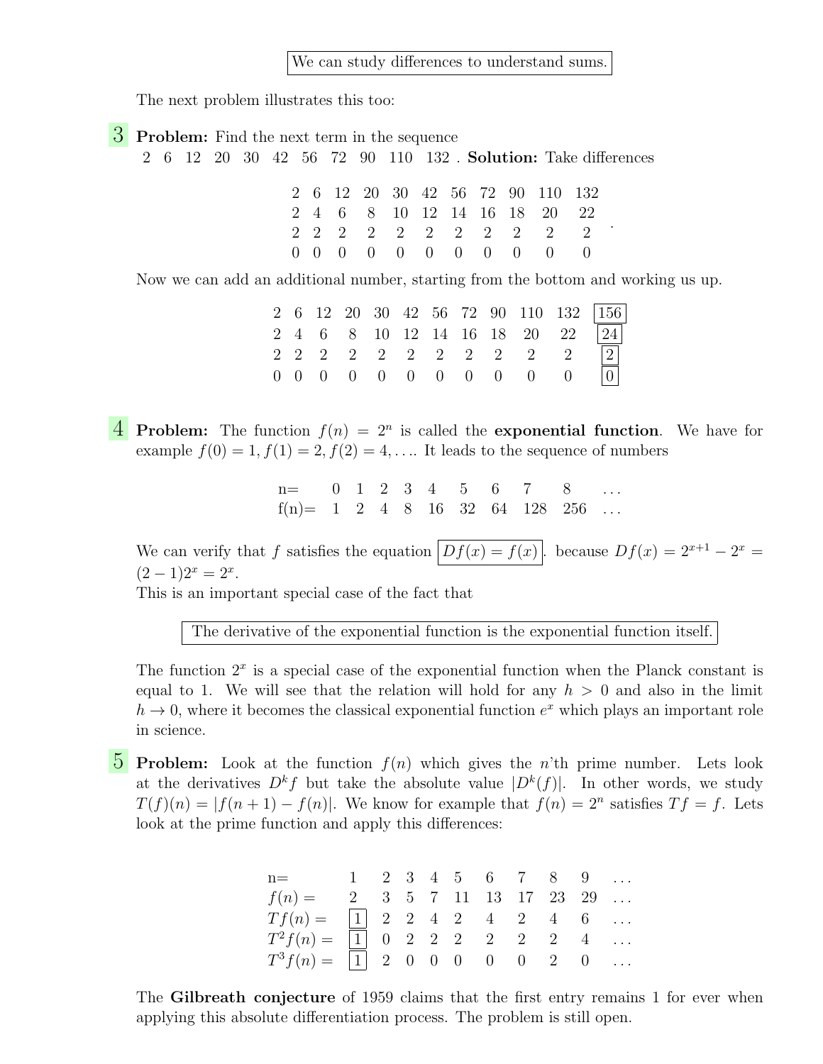We can study differences to understand sums.

The next problem illustrates this too:

**3** **Problem:** Find the next term in the sequence
2 6 12 20 30 42 56 72 90 110 132 . **Solution:** Take differences

| | | | | | | | | | | |
|---|---|---|---|---|---|---|---|---|---|---|
| 2 | 6 | 12 | 20 | 30 | 42 | 56 | 72 | 90 | 110 | 132 |
| 2 | 4 | 6 | 8 | 10 | 12 | 14 | 16 | 18 | 20 | 22 |
| 2 | 2 | 2 | 2 | 2 | 2 | 2 | 2 | 2 | 2 | 2 |
| 0 | 0 | 0 | 0 | 0 | 0 | 0 | 0 | 0 | 0 | 0 |

Now we can add an additional number, starting from the bottom and working us up.

| | | | | | | | | | | | |
|---|---|---|---|---|---|---|---|---|---|---|---|
| 2 | 6 | 12 | 20 | 30 | 42 | 56 | 72 | 90 | 110 | 132 | 156 |
| 2 | 4 | 6 | 8 | 10 | 12 | 14 | 16 | 18 | 20 | 22 | 24 |
| 2 | 2 | 2 | 2 | 2 | 2 | 2 | 2 | 2 | 2 | 2 | 2 |
| 0 | 0 | 0 | 0 | 0 | 0 | 0 | 0 | 0 | 0 | 0 | 0 |

**4** **Problem:** The function $f(n) = 2^n$ is called the **exponential function**. We have for example $f(0) = 1, f(1) = 2, f(2) = 4, \ldots$. It leads to the sequence of numbers

| n= | 0 | 1 | 2 | 3 | 4 | 5 | 6 | 7 | 8 | ... |
|---|---|---|---|---|---|---|---|---|---|---|
| f(n)= | 1 | 2 | 4 | 8 | 16 | 32 | 64 | 128 | 256 | ... |

We can verify that $f$ satisfies the equation $\boxed{Df(x) = f(x)}$. because $Df(x) = 2^{x+1} - 2^x = (2-1)2^x = 2^x$.
This is an important special case of the fact that

The derivative of the exponential function is the exponential function itself.

The function $2^x$ is a special case of the exponential function when the Planck constant is equal to 1. We will see that the relation will hold for any $h > 0$ and also in the limit $h \to 0$, where it becomes the classical exponential function $e^x$ which plays an important role in science.

**5** **Problem:** Look at the function $f(n)$ which gives the $n$'th prime number. Lets look at the derivatives $D^k f$ but take the absolute value $|D^k(f)|$. In other words, we study $T(f)(n) = |f(n+1) - f(n)|$. We know for example that $f(n) = 2^n$ satisfies $Tf = f$. Lets look at the prime function and apply this differences:

| n= | 1 | 2 | 3 | 4 | 5 | 6 | 7 | 8 | 9 | ... |
|---|---|---|---|---|---|---|---|---|---|---|
| $f(n) =$ | 2 | 3 | 5 | 7 | 11 | 13 | 17 | 23 | 29 | ... |
| $Tf(n) =$ | 1 | 2 | 2 | 4 | 2 | 4 | 2 | 4 | 6 | ... |
| $T^2f(n) =$ | 1 | 0 | 2 | 2 | 2 | 2 | 2 | 2 | 4 | ... |
| $T^3f(n) =$ | 1 | 2 | 0 | 0 | 0 | 0 | 0 | 2 | 0 | ... |

The **Gilbreath conjecture** of 1959 claims that the first entry remains 1 for ever when applying this absolute differentiation process. The problem is still open.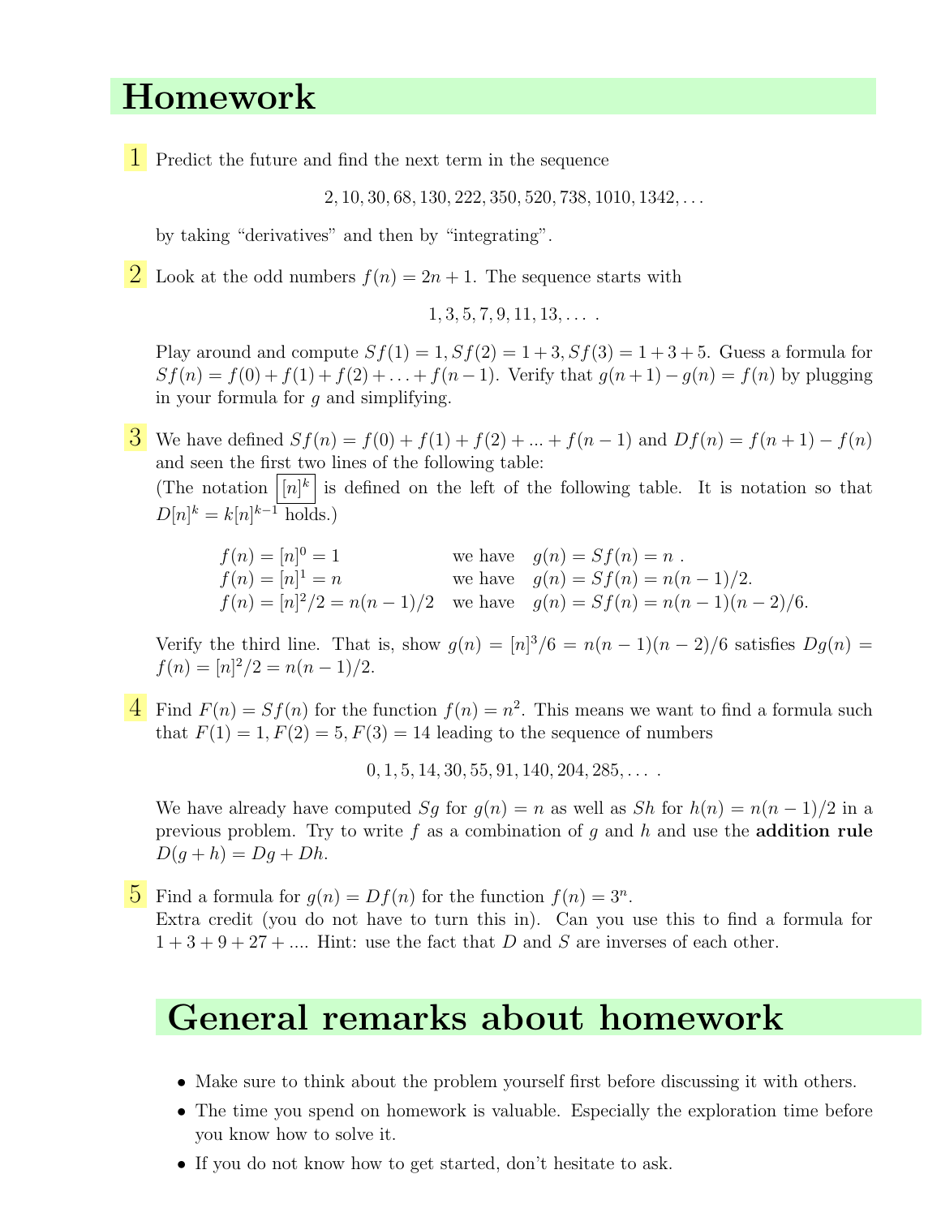# Homework

**1** Predict the future and find the next term in the sequence

$$2, 10, 30, 68, 130, 222, 350, 520, 738, 1010, 1342, \ldots$$

by taking "derivatives" and then by "integrating".

**2** Look at the odd numbers $f(n) = 2n+1$. The sequence starts with

$$1, 3, 5, 7, 9, 11, 13, \ldots .$$

Play around and compute $Sf(1) = 1, Sf(2) = 1+3, Sf(3) = 1+3+5$. Guess a formula for $Sf(n) = f(0) + f(1) + f(2) + \ldots + f(n-1)$. Verify that $g(n+1) - g(n) = f(n)$ by plugging in your formula for $g$ and simplifying.

**3** We have defined $Sf(n) = f(0) + f(1) + f(2) + ... + f(n-1)$ and $Df(n) = f(n+1) - f(n)$ and seen the first two lines of the following table:
(The notation $\boxed{[n]^k}$ is defined on the left of the following table. It is notation so that $D[n]^k = k[n]^{k-1}$ holds.)

| | | |
|---|---|---|
| $f(n) = [n]^0 = 1$ | we have | $g(n) = Sf(n) = n$ . |
| $f(n) = [n]^1 = n$ | we have | $g(n) = Sf(n) = n(n-1)/2$. |
| $f(n) = [n]^2/2 = n(n-1)/2$ | we have | $g(n) = Sf(n) = n(n-1)(n-2)/6$. |

Verify the third line. That is, show $g(n) = [n]^3/6 = n(n-1)(n-2)/6$ satisfies $Dg(n) = f(n) = [n]^2/2 = n(n-1)/2$.

**4** Find $F(n) = Sf(n)$ for the function $f(n) = n^2$. This means we want to find a formula such that $F(1) = 1, F(2) = 5, F(3) = 14$ leading to the sequence of numbers

$$0, 1, 5, 14, 30, 55, 91, 140, 204, 285, \ldots .$$

We have already have computed $Sg$ for $g(n) = n$ as well as $Sh$ for $h(n) = n(n-1)/2$ in a previous problem. Try to write $f$ as a combination of $g$ and $h$ and use the **addition rule** $D(g+h) = Dg + Dh$.

**5** Find a formula for $g(n) = Df(n)$ for the function $f(n) = 3^n$.
Extra credit (you do not have to turn this in). Can you use this to find a formula for $1 + 3 + 9 + 27 + ....$ Hint: use the fact that $D$ and $S$ are inverses of each other.

# General remarks about homework

- Make sure to think about the problem yourself first before discussing it with others.
- The time you spend on homework is valuable. Especially the exploration time before you know how to solve it.
- If you do not know how to get started, don't hesitate to ask.